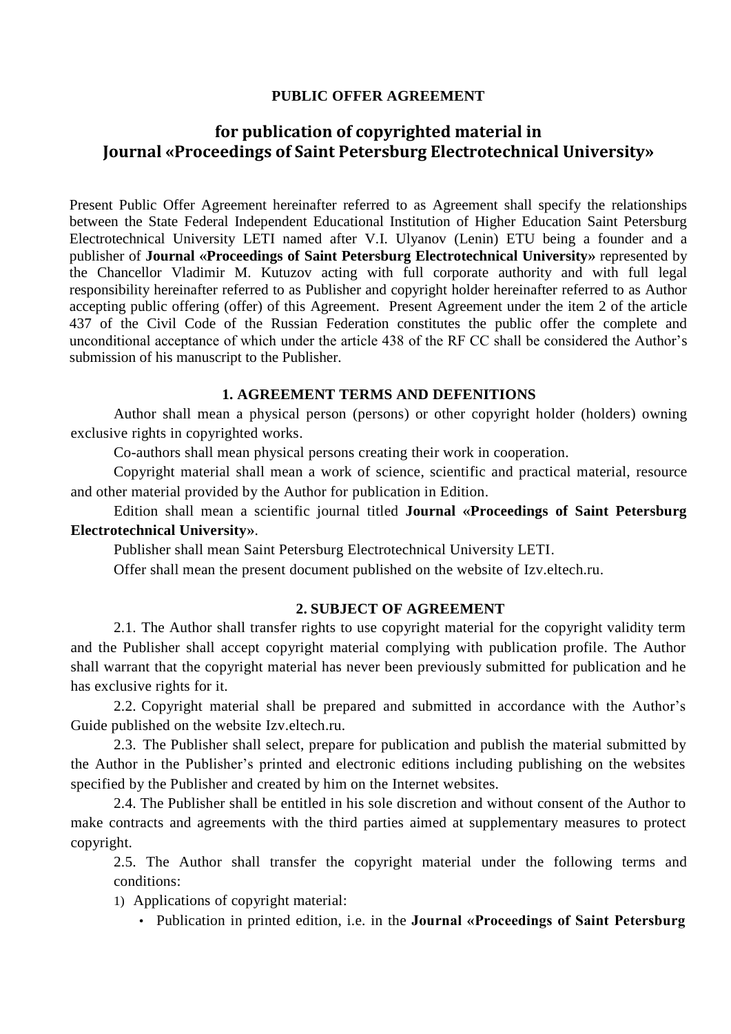**PUBLIC OFFER AGREEMENT**

# for publication of copyrighted material in Journal «Proceedings of Saint Petersburg Electrotechnical University»

Present Public Offer Agreement hereinafter referred to as Agreement shall specify the relationships between the State Federal Independent Educational Institution of Higher Education Saint Petersburg Electrotechnical University LETI named after V.I. Ulyanov (Lenin) ETU being a founder and a publisher of **Journal «Proceedings of Saint Petersburg Electrotechnical University»** represented by the Chancellor Vladimir M. Kutuzov acting with full corporate authority and with full legal responsibility hereinafter referred to as Publisher and copyright holder hereinafter referred to as Author accepting public offering (offer) of this Agreement. Present Agreement under the item 2 of the article 437 of the Civil Code of the Russian Federation constitutes the public offer the complete and unconditional acceptance of which under the article 438 of the RF CC shall be considered the Author's submission of his manuscript to the Publisher.

## 1. AGREEMENT TERMS AND DEFENITIONS

Author shall mean a physical person (persons) or other copyright holder (holders) owning exclusive rights in copyrighted works.

Co-authors shall mean physical persons creating their work in cooperation.

Copyright material shall mean a work of science, scientific and practical material, resource and other material provided by the Author for publication in Edition.

Edition shall mean a scientific journal titled **Journal «Proceedings of Saint Petersburg Electrotechnical University»**.

Publisher shall mean Saint Petersburg Electrotechnical University LETI.

Offer shall mean the present document published on the website of Izv.eltech.ru.

## 2. SUBJECT OF AGREEMENT

2.1. The Author shall transfer rights to use copyright material for the copyright validity term and the Publisher shall accept copyright material complying with publication profile. The Author shall warrant that the copyright material has never been previously submitted for publication and he has exclusive rights for it.

2.2. Copyright material shall be prepared and submitted in accordance with the Author's Guide published on the website Izv.eltech.ru.

2.3. The Publisher shall select, prepare for publication and publish the material submitted by the Author in the Publisher's printed and electronic editions including publishing on the websites specified by the Publisher and created by him on the Internet websites.

2.4. The Publisher shall be entitled in his sole discretion and without consent of the Author to make contracts and agreements with the third parties aimed at supplementary measures to protect copyright.

2.5. The Author shall transfer the copyright material under the following terms and conditions:

1) Applications of copyright material:
   - Publication in printed edition, i.e. in the **Journal «Proceedings of Saint Petersburg**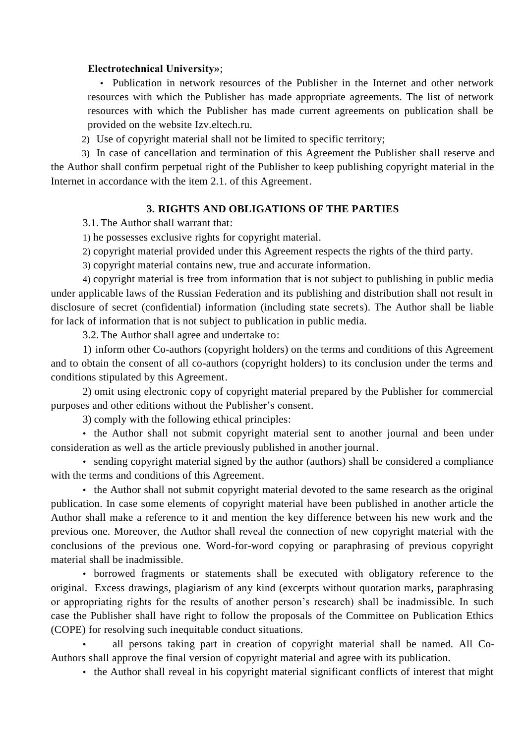**Electrotechnical University»**;

- Publication in network resources of the Publisher in the Internet and other network resources with which the Publisher has made appropriate agreements. The list of network resources with which the Publisher has made current agreements on publication shall be provided on the website Izv.eltech.ru.

2) Use of copyright material shall not be limited to specific territory;

3) In case of cancellation and termination of this Agreement the Publisher shall reserve and the Author shall confirm perpetual right of the Publisher to keep publishing copyright material in the Internet in accordance with the item 2.1. of this Agreement.

## 3. RIGHTS AND OBLIGATIONS OF THE PARTIES

3.1. The Author shall warrant that:

1) he possesses exclusive rights for copyright material.

2) copyright material provided under this Agreement respects the rights of the third party.

3) copyright material contains new, true and accurate information.

4) copyright material is free from information that is not subject to publishing in public media under applicable laws of the Russian Federation and its publishing and distribution shall not result in disclosure of secret (confidential) information (including state secrets). The Author shall be liable for lack of information that is not subject to publication in public media.

3.2. The Author shall agree and undertake to:

1) inform other Co-authors (copyright holders) on the terms and conditions of this Agreement and to obtain the consent of all co-authors (copyright holders) to its conclusion under the terms and conditions stipulated by this Agreement.

2) omit using electronic copy of copyright material prepared by the Publisher for commercial purposes and other editions without the Publisher's consent.

3) comply with the following ethical principles:

- the Author shall not submit copyright material sent to another journal and been under consideration as well as the article previously published in another journal.
- sending copyright material signed by the author (authors) shall be considered a compliance with the terms and conditions of this Agreement.
- the Author shall not submit copyright material devoted to the same research as the original publication. In case some elements of copyright material have been published in another article the Author shall make a reference to it and mention the key difference between his new work and the previous one. Moreover, the Author shall reveal the connection of new copyright material with the conclusions of the previous one. Word-for-word copying or paraphrasing of previous copyright material shall be inadmissible.
- borrowed fragments or statements shall be executed with obligatory reference to the original. Excess drawings, plagiarism of any kind (excerpts without quotation marks, paraphrasing or appropriating rights for the results of another person's research) shall be inadmissible. In such case the Publisher shall have right to follow the proposals of the Committee on Publication Ethics (COPE) for resolving such inequitable conduct situations.
- all persons taking part in creation of copyright material shall be named. All Co-Authors shall approve the final version of copyright material and agree with its publication.
- the Author shall reveal in his copyright material significant conflicts of interest that might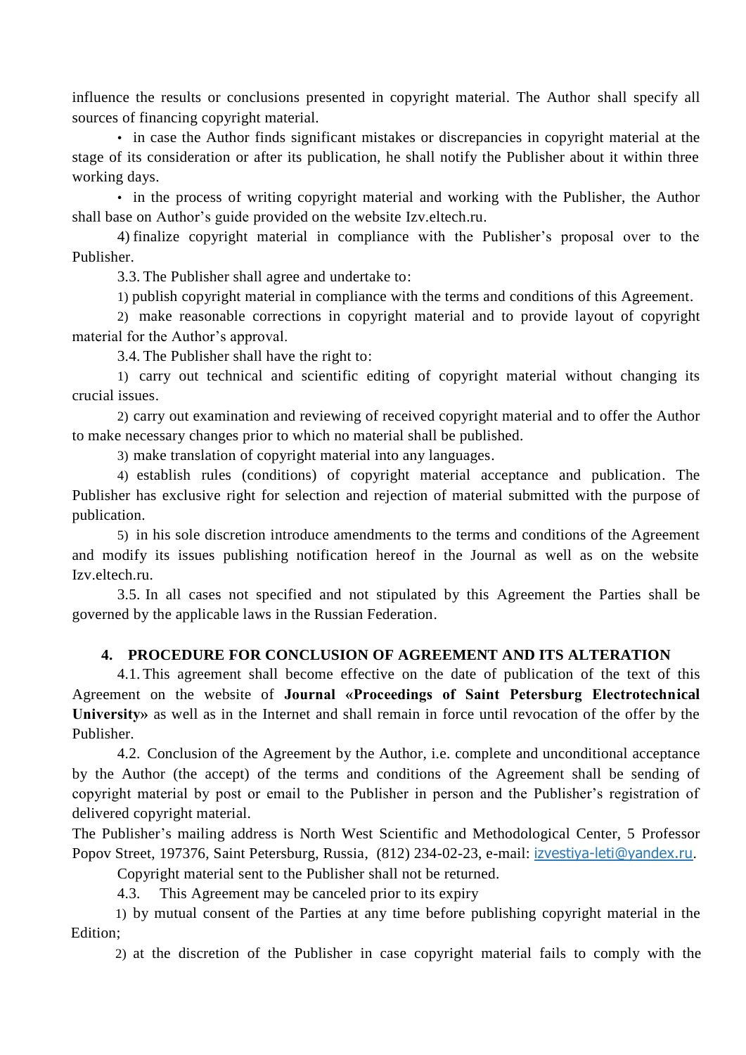influence the results or conclusions presented in copyright material. The Author shall specify all sources of financing copyright material.

• in case the Author finds significant mistakes or discrepancies in copyright material at the stage of its consideration or after its publication, he shall notify the Publisher about it within three working days.

• in the process of writing copyright material and working with the Publisher, the Author shall base on Author's guide provided on the website Izv.eltech.ru.

4) finalize copyright material in compliance with the Publisher's proposal over to the Publisher.

3.3. The Publisher shall agree and undertake to:

1) publish copyright material in compliance with the terms and conditions of this Agreement.

2) make reasonable corrections in copyright material and to provide layout of copyright material for the Author's approval.

3.4. The Publisher shall have the right to:

1) carry out technical and scientific editing of copyright material without changing its crucial issues.

2) carry out examination and reviewing of received copyright material and to offer the Author to make necessary changes prior to which no material shall be published.

3) make translation of copyright material into any languages.

4) establish rules (conditions) of copyright material acceptance and publication. The Publisher has exclusive right for selection and rejection of material submitted with the purpose of publication.

5) in his sole discretion introduce amendments to the terms and conditions of the Agreement and modify its issues publishing notification hereof in the Journal as well as on the website Izv.eltech.ru.

3.5. In all cases not specified and not stipulated by this Agreement the Parties shall be governed by the applicable laws in the Russian Federation.

## 4. PROCEDURE FOR CONCLUSION OF AGREEMENT AND ITS ALTERATION

4.1. This agreement shall become effective on the date of publication of the text of this Agreement on the website of **Journal «Proceedings of Saint Petersburg Electrotechnical University»** as well as in the Internet and shall remain in force until revocation of the offer by the Publisher.

4.2. Conclusion of the Agreement by the Author, i.e. complete and unconditional acceptance by the Author (the accept) of the terms and conditions of the Agreement shall be sending of copyright material by post or email to the Publisher in person and the Publisher's registration of delivered copyright material.

The Publisher's mailing address is North West Scientific and Methodological Center, 5 Professor Popov Street, 197376, Saint Petersburg, Russia, (812) 234-02-23, e-mail: izvestiya-leti@yandex.ru.

Copyright material sent to the Publisher shall not be returned.

4.3. This Agreement may be canceled prior to its expiry

1) by mutual consent of the Parties at any time before publishing copyright material in the Edition;

2) at the discretion of the Publisher in case copyright material fails to comply with the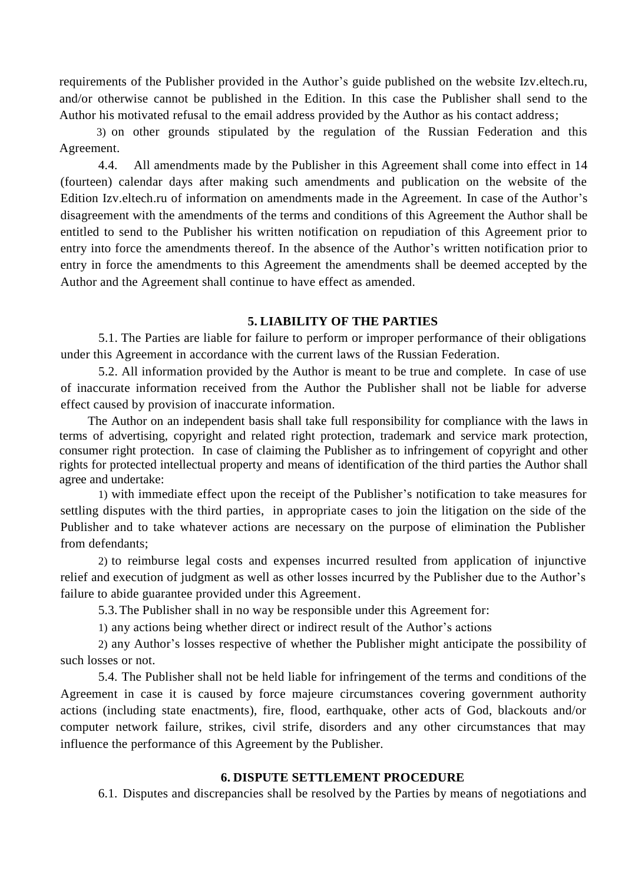requirements of the Publisher provided in the Author's guide published on the website Izv.eltech.ru, and/or otherwise cannot be published in the Edition. In this case the Publisher shall send to the Author his motivated refusal to the email address provided by the Author as his contact address;

3) on other grounds stipulated by the regulation of the Russian Federation and this Agreement.

4.4. All amendments made by the Publisher in this Agreement shall come into effect in 14 (fourteen) calendar days after making such amendments and publication on the website of the Edition Izv.eltech.ru of information on amendments made in the Agreement. In case of the Author's disagreement with the amendments of the terms and conditions of this Agreement the Author shall be entitled to send to the Publisher his written notification on repudiation of this Agreement prior to entry into force the amendments thereof. In the absence of the Author's written notification prior to entry in force the amendments to this Agreement the amendments shall be deemed accepted by the Author and the Agreement shall continue to have effect as amended.

## 5. LIABILITY OF THE PARTIES

5.1. The Parties are liable for failure to perform or improper performance of their obligations under this Agreement in accordance with the current laws of the Russian Federation.

5.2. All information provided by the Author is meant to be true and complete. In case of use of inaccurate information received from the Author the Publisher shall not be liable for adverse effect caused by provision of inaccurate information.

The Author on an independent basis shall take full responsibility for compliance with the laws in terms of advertising, copyright and related right protection, trademark and service mark protection, consumer right protection. In case of claiming the Publisher as to infringement of copyright and other rights for protected intellectual property and means of identification of the third parties the Author shall agree and undertake:

1) with immediate effect upon the receipt of the Publisher's notification to take measures for settling disputes with the third parties, in appropriate cases to join the litigation on the side of the Publisher and to take whatever actions are necessary on the purpose of elimination the Publisher from defendants;

2) to reimburse legal costs and expenses incurred resulted from application of injunctive relief and execution of judgment as well as other losses incurred by the Publisher due to the Author's failure to abide guarantee provided under this Agreement.

5.3. The Publisher shall in no way be responsible under this Agreement for:

1) any actions being whether direct or indirect result of the Author's actions

2) any Author's losses respective of whether the Publisher might anticipate the possibility of such losses or not.

5.4. The Publisher shall not be held liable for infringement of the terms and conditions of the Agreement in case it is caused by force majeure circumstances covering government authority actions (including state enactments), fire, flood, earthquake, other acts of God, blackouts and/or computer network failure, strikes, civil strife, disorders and any other circumstances that may influence the performance of this Agreement by the Publisher.

## 6. DISPUTE SETTLEMENT PROCEDURE

6.1. Disputes and discrepancies shall be resolved by the Parties by means of negotiations and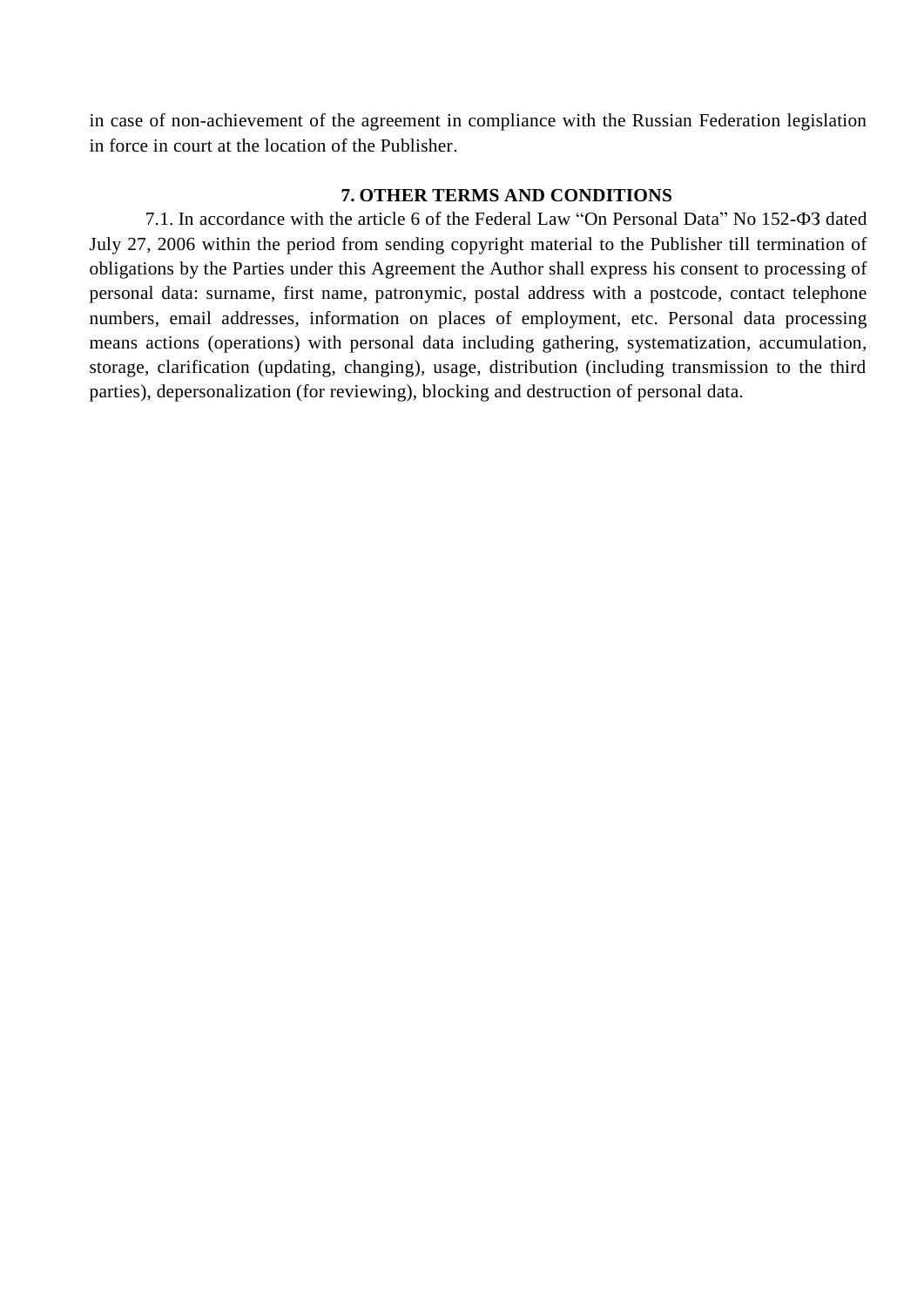in case of non-achievement of the agreement in compliance with the Russian Federation legislation in force in court at the location of the Publisher.

## 7. OTHER TERMS AND CONDITIONS

7.1. In accordance with the article 6 of the Federal Law "On Personal Data" No 152-ФЗ dated July 27, 2006 within the period from sending copyright material to the Publisher till termination of obligations by the Parties under this Agreement the Author shall express his consent to processing of personal data: surname, first name, patronymic, postal address with a postcode, contact telephone numbers, email addresses, information on places of employment, etc. Personal data processing means actions (operations) with personal data including gathering, systematization, accumulation, storage, clarification (updating, changing), usage, distribution (including transmission to the third parties), depersonalization (for reviewing), blocking and destruction of personal data.